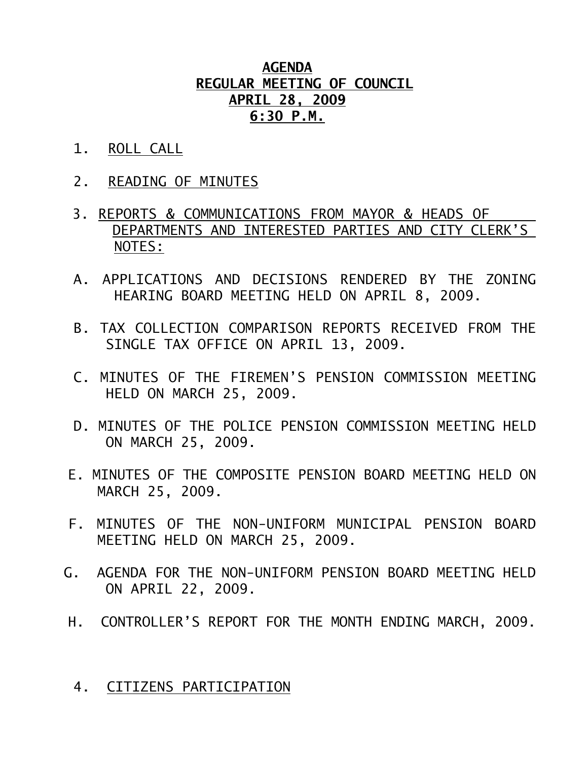# AGENDA
## REGULAR MEETING OF COUNCIL
## APRIL 28, 2009
## 6:30 P.M.

1. ROLL CALL

2. READING OF MINUTES

3. REPORTS & COMMUNICATIONS FROM MAYOR & HEADS OF DEPARTMENTS AND INTERESTED PARTIES AND CITY CLERK'S NOTES:

   A. APPLICATIONS AND DECISIONS RENDERED BY THE ZONING HEARING BOARD MEETING HELD ON APRIL 8, 2009.

   B. TAX COLLECTION COMPARISON REPORTS RECEIVED FROM THE SINGLE TAX OFFICE ON APRIL 13, 2009.

   C. MINUTES OF THE FIREMEN'S PENSION COMMISSION MEETING HELD ON MARCH 25, 2009.

   D. MINUTES OF THE POLICE PENSION COMMISSION MEETING HELD ON MARCH 25, 2009.

   E. MINUTES OF THE COMPOSITE PENSION BOARD MEETING HELD ON MARCH 25, 2009.

   F. MINUTES OF THE NON-UNIFORM MUNICIPAL PENSION BOARD MEETING HELD ON MARCH 25, 2009.

   G. AGENDA FOR THE NON-UNIFORM PENSION BOARD MEETING HELD ON APRIL 22, 2009.

   H. CONTROLLER'S REPORT FOR THE MONTH ENDING MARCH, 2009.

4. CITIZENS PARTICIPATION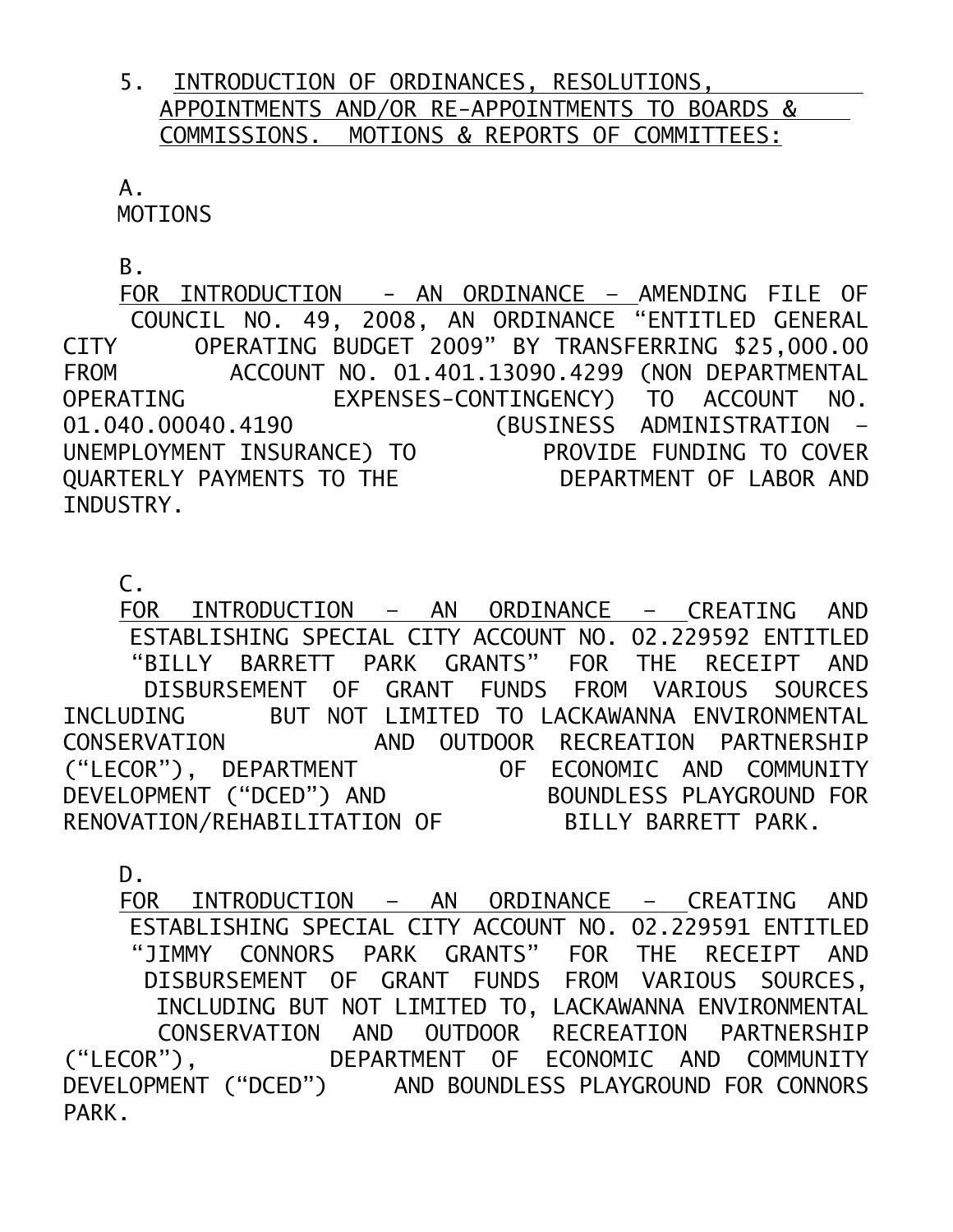5. INTRODUCTION OF ORDINANCES, RESOLUTIONS, APPOINTMENTS AND/OR RE-APPOINTMENTS TO BOARDS & COMMISSIONS. MOTIONS & REPORTS OF COMMITTEES:

A. MOTIONS

B. FOR INTRODUCTION - AN ORDINANCE – AMENDING FILE OF COUNCIL NO. 49, 2008, AN ORDINANCE "ENTITLED GENERAL CITY OPERATING BUDGET 2009" BY TRANSFERRING $25,000.00 FROM ACCOUNT NO. 01.401.13090.4299 (NON DEPARTMENTAL OPERATING EXPENSES-CONTINGENCY) TO ACCOUNT NO. 01.040.00040.4190 (BUSINESS ADMINISTRATION – UNEMPLOYMENT INSURANCE) TO PROVIDE FUNDING TO COVER QUARTERLY PAYMENTS TO THE DEPARTMENT OF LABOR AND INDUSTRY.

C. FOR INTRODUCTION – AN ORDINANCE – CREATING AND ESTABLISHING SPECIAL CITY ACCOUNT NO. 02.229592 ENTITLED "BILLY BARRETT PARK GRANTS" FOR THE RECEIPT AND DISBURSEMENT OF GRANT FUNDS FROM VARIOUS SOURCES INCLUDING BUT NOT LIMITED TO LACKAWANNA ENVIRONMENTAL CONSERVATION AND OUTDOOR RECREATION PARTNERSHIP ("LECOR"), DEPARTMENT OF ECONOMIC AND COMMUNITY DEVELOPMENT ("DCED") AND BOUNDLESS PLAYGROUND FOR RENOVATION/REHABILITATION OF BILLY BARRETT PARK.

D. FOR INTRODUCTION – AN ORDINANCE – CREATING AND ESTABLISHING SPECIAL CITY ACCOUNT NO. 02.229591 ENTITLED "JIMMY CONNORS PARK GRANTS" FOR THE RECEIPT AND DISBURSEMENT OF GRANT FUNDS FROM VARIOUS SOURCES, INCLUDING BUT NOT LIMITED TO, LACKAWANNA ENVIRONMENTAL CONSERVATION AND OUTDOOR RECREATION PARTNERSHIP ("LECOR"), DEPARTMENT OF ECONOMIC AND COMMUNITY DEVELOPMENT ("DCED") AND BOUNDLESS PLAYGROUND FOR CONNORS PARK.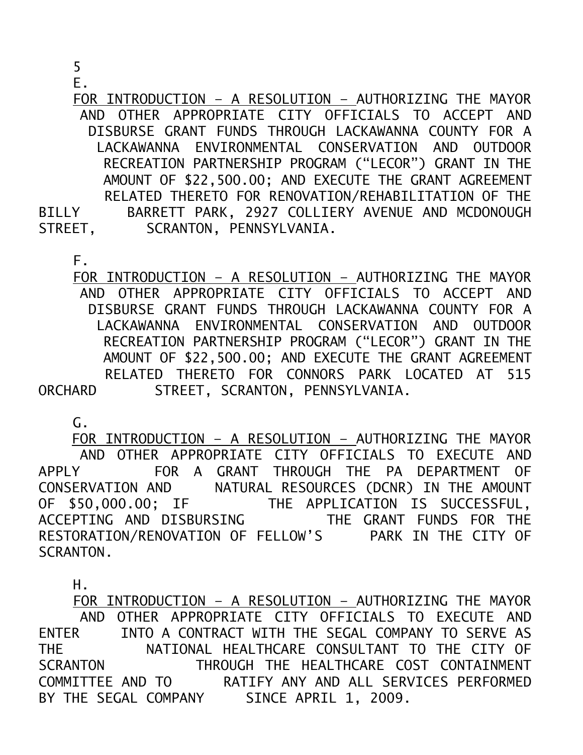5

E. <u>FOR INTRODUCTION – A RESOLUTION –</u> AUTHORIZING THE MAYOR AND OTHER APPROPRIATE CITY OFFICIALS TO ACCEPT AND DISBURSE GRANT FUNDS THROUGH LACKAWANNA COUNTY FOR A LACKAWANNA ENVIRONMENTAL CONSERVATION AND OUTDOOR RECREATION PARTNERSHIP PROGRAM ("LECOR") GRANT IN THE AMOUNT OF $22,500.00; AND EXECUTE THE GRANT AGREEMENT RELATED THERETO FOR RENOVATION/REHABILITATION OF THE BILLY BARRETT PARK, 2927 COLLIERY AVENUE AND MCDONOUGH STREET, SCRANTON, PENNSYLVANIA.

F. <u>FOR INTRODUCTION – A RESOLUTION –</u> AUTHORIZING THE MAYOR AND OTHER APPROPRIATE CITY OFFICIALS TO ACCEPT AND DISBURSE GRANT FUNDS THROUGH LACKAWANNA COUNTY FOR A LACKAWANNA ENVIRONMENTAL CONSERVATION AND OUTDOOR RECREATION PARTNERSHIP PROGRAM ("LECOR") GRANT IN THE AMOUNT OF $22,500.00; AND EXECUTE THE GRANT AGREEMENT RELATED THERETO FOR CONNORS PARK LOCATED AT 515 ORCHARD STREET, SCRANTON, PENNSYLVANIA.

G. <u>FOR INTRODUCTION – A RESOLUTION –</u> AUTHORIZING THE MAYOR AND OTHER APPROPRIATE CITY OFFICIALS TO EXECUTE AND APPLY FOR A GRANT THROUGH THE PA DEPARTMENT OF CONSERVATION AND NATURAL RESOURCES (DCNR) IN THE AMOUNT OF $50,000.00; IF THE APPLICATION IS SUCCESSFUL, ACCEPTING AND DISBURSING THE GRANT FUNDS FOR THE RESTORATION/RENOVATION OF FELLOW'S PARK IN THE CITY OF SCRANTON.

H. <u>FOR INTRODUCTION – A RESOLUTION –</u> AUTHORIZING THE MAYOR AND OTHER APPROPRIATE CITY OFFICIALS TO EXECUTE AND ENTER INTO A CONTRACT WITH THE SEGAL COMPANY TO SERVE AS THE NATIONAL HEALTHCARE CONSULTANT TO THE CITY OF SCRANTON THROUGH THE HEALTHCARE COST CONTAINMENT COMMITTEE AND TO RATIFY ANY AND ALL SERVICES PERFORMED BY THE SEGAL COMPANY SINCE APRIL 1, 2009.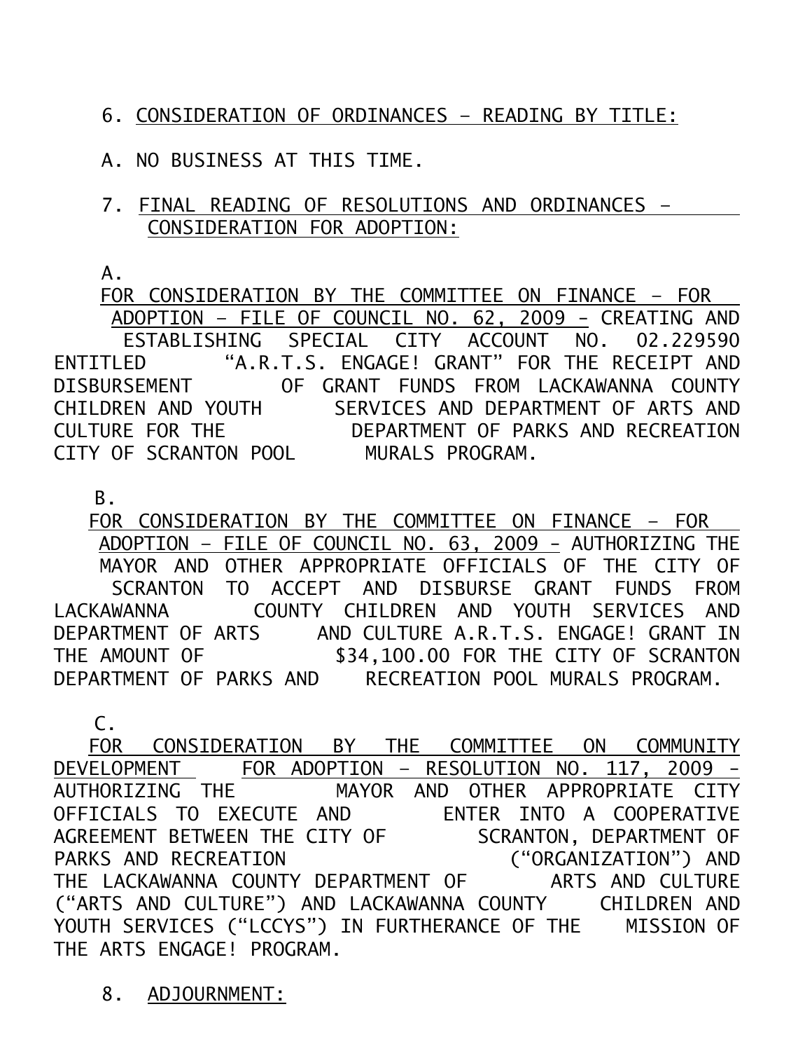6. <u>CONSIDERATION OF ORDINANCES – READING BY TITLE:</u>

A. NO BUSINESS AT THIS TIME.

7. <u>FINAL READING OF RESOLUTIONS AND ORDINANCES – CONSIDERATION FOR ADOPTION:</u>

A.

<u>FOR CONSIDERATION BY THE COMMITTEE ON FINANCE – FOR ADOPTION – FILE OF COUNCIL NO. 62, 2009 -</u> CREATING AND ESTABLISHING SPECIAL CITY ACCOUNT NO. 02.229590 ENTITLED "A.R.T.S. ENGAGE! GRANT" FOR THE RECEIPT AND DISBURSEMENT OF GRANT FUNDS FROM LACKAWANNA COUNTY CHILDREN AND YOUTH SERVICES AND DEPARTMENT OF ARTS AND CULTURE FOR THE DEPARTMENT OF PARKS AND RECREATION CITY OF SCRANTON POOL MURALS PROGRAM.

B.

<u>FOR CONSIDERATION BY THE COMMITTEE ON FINANCE – FOR ADOPTION – FILE OF COUNCIL NO. 63, 2009 -</u> AUTHORIZING THE MAYOR AND OTHER APPROPRIATE OFFICIALS OF THE CITY OF SCRANTON TO ACCEPT AND DISBURSE GRANT FUNDS FROM LACKAWANNA COUNTY CHILDREN AND YOUTH SERVICES AND DEPARTMENT OF ARTS AND CULTURE A.R.T.S. ENGAGE! GRANT IN THE AMOUNT OF $34,100.00 FOR THE CITY OF SCRANTON DEPARTMENT OF PARKS AND RECREATION POOL MURALS PROGRAM.

C.

<u>FOR CONSIDERATION BY THE COMMITTEE ON COMMUNITY DEVELOPMENT</u> <u>FOR ADOPTION – RESOLUTION NO. 117, 2009 -</u> AUTHORIZING THE MAYOR AND OTHER APPROPRIATE CITY OFFICIALS TO EXECUTE AND ENTER INTO A COOPERATIVE AGREEMENT BETWEEN THE CITY OF SCRANTON, DEPARTMENT OF PARKS AND RECREATION ("ORGANIZATION") AND THE LACKAWANNA COUNTY DEPARTMENT OF ARTS AND CULTURE ("ARTS AND CULTURE") AND LACKAWANNA COUNTY CHILDREN AND YOUTH SERVICES ("LCCYS") IN FURTHERANCE OF THE MISSION OF THE ARTS ENGAGE! PROGRAM.

8. <u>ADJOURNMENT:</u>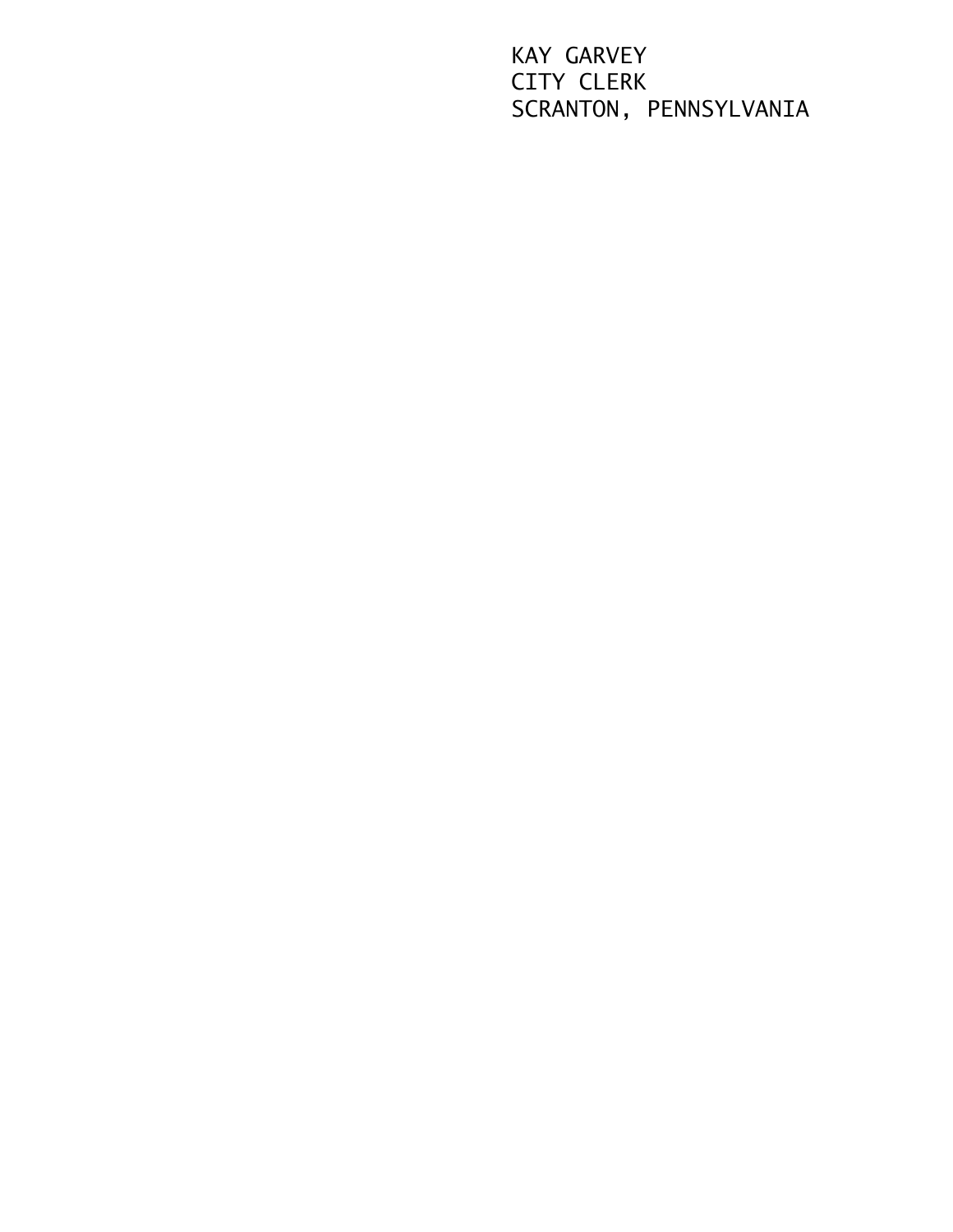KAY GARVEY
CITY CLERK
SCRANTON, PENNSYLVANIA